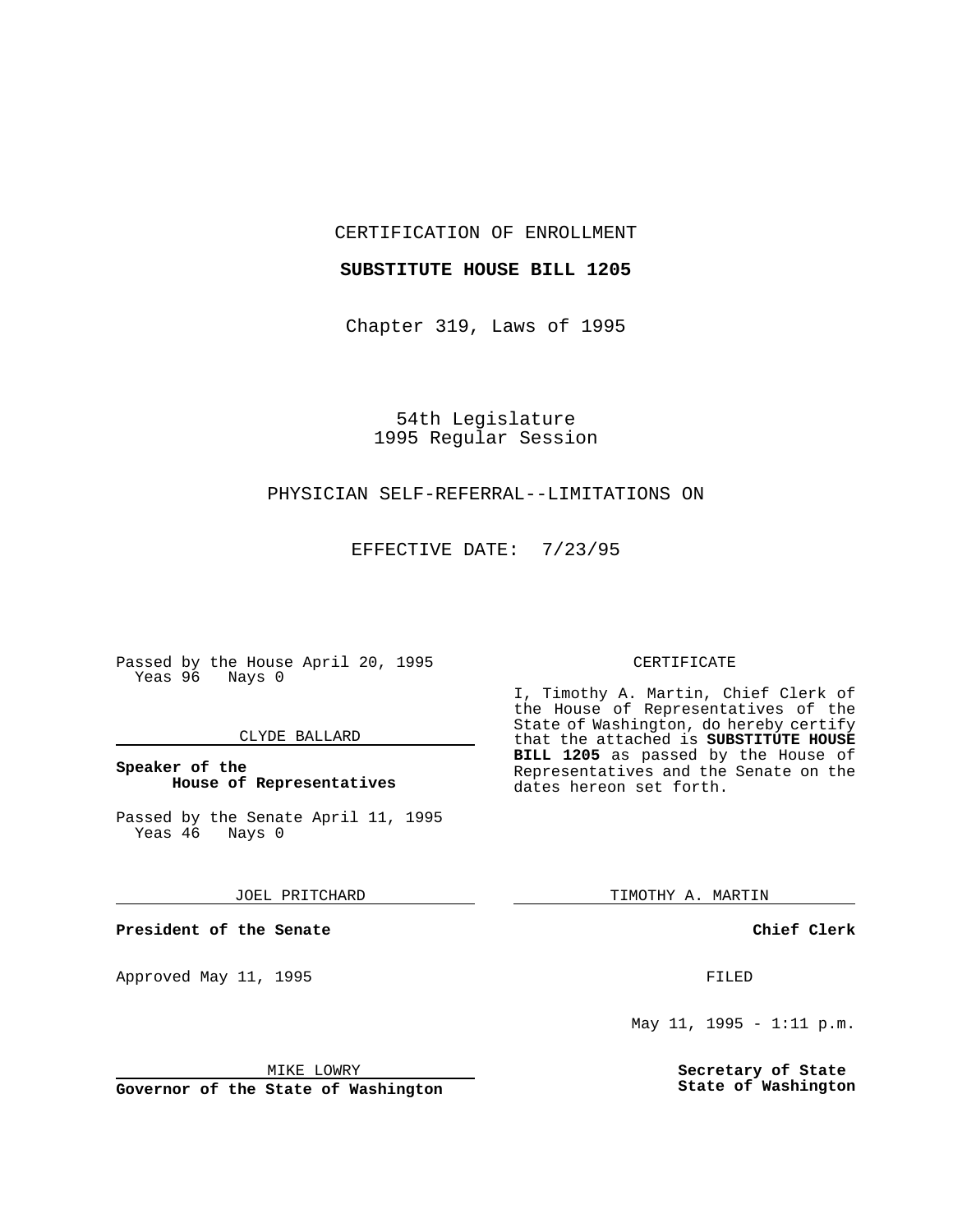CERTIFICATION OF ENROLLMENT

**SUBSTITUTE HOUSE BILL 1205**

Chapter 319, Laws of 1995

54th Legislature
1995 Regular Session

PHYSICIAN SELF-REFERRAL--LIMITATIONS ON

EFFECTIVE DATE: 7/23/95

Passed by the House April 20, 1995
Yeas 96 Nays 0

CLYDE BALLARD

**Speaker of the House of Representatives**

Passed by the Senate April 11, 1995
Yeas 46 Nays 0

JOEL PRITCHARD

**President of the Senate**

Approved May 11, 1995

MIKE LOWRY

**Governor of the State of Washington**

CERTIFICATE

I, Timothy A. Martin, Chief Clerk of the House of Representatives of the State of Washington, do hereby certify that the attached is **SUBSTITUTE HOUSE BILL 1205** as passed by the House of Representatives and the Senate on the dates hereon set forth.

TIMOTHY A. MARTIN

**Chief Clerk**

FILED

May 11, 1995 - 1:11 p.m.

**Secretary of State**
**State of Washington**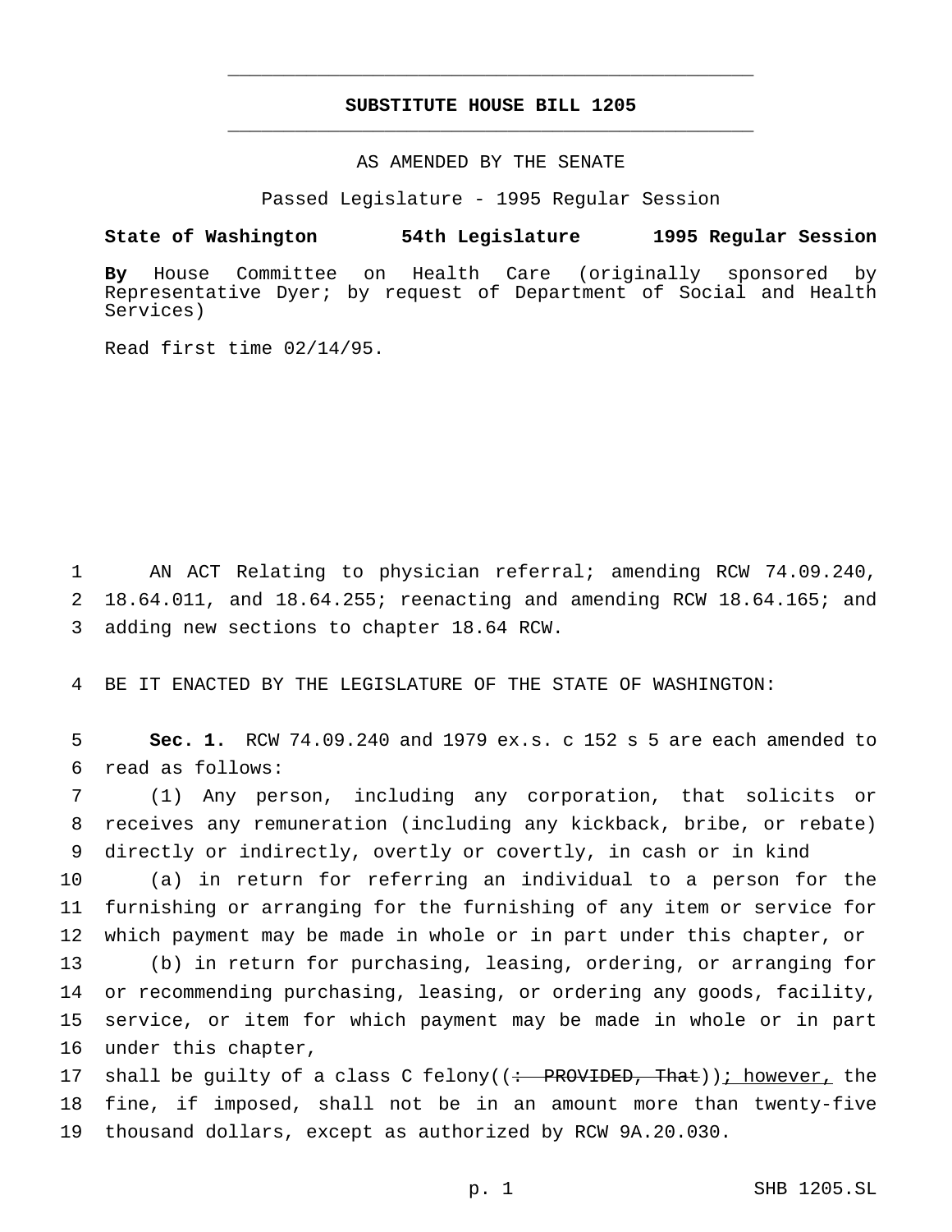# SUBSTITUTE HOUSE BILL 1205

AS AMENDED BY THE SENATE

Passed Legislature - 1995 Regular Session

**State of Washington 54th Legislature 1995 Regular Session**

**By** House Committee on Health Care (originally sponsored by Representative Dyer; by request of Department of Social and Health Services)

Read first time 02/14/95.

1 AN ACT Relating to physician referral; amending RCW 74.09.240, 2 18.64.011, and 18.64.255; reenacting and amending RCW 18.64.165; and 3 adding new sections to chapter 18.64 RCW.

4 BE IT ENACTED BY THE LEGISLATURE OF THE STATE OF WASHINGTON:

5 **Sec. 1.** RCW 74.09.240 and 1979 ex.s. c 152 s 5 are each amended to 6 read as follows:

7 (1) Any person, including any corporation, that solicits or 8 receives any remuneration (including any kickback, bribe, or rebate) 9 directly or indirectly, overtly or covertly, in cash or in kind

10 (a) in return for referring an individual to a person for the 11 furnishing or arranging for the furnishing of any item or service for 12 which payment may be made in whole or in part under this chapter, or

13 (b) in return for purchasing, leasing, ordering, or arranging for 14 or recommending purchasing, leasing, or ordering any goods, facility, 15 service, or item for which payment may be made in whole or in part 16 under this chapter,

17 shall be guilty of a class C felony((~~: PROVIDED, That~~))<u>; however,</u> the 18 fine, if imposed, shall not be in an amount more than twenty-five 19 thousand dollars, except as authorized by RCW 9A.20.030.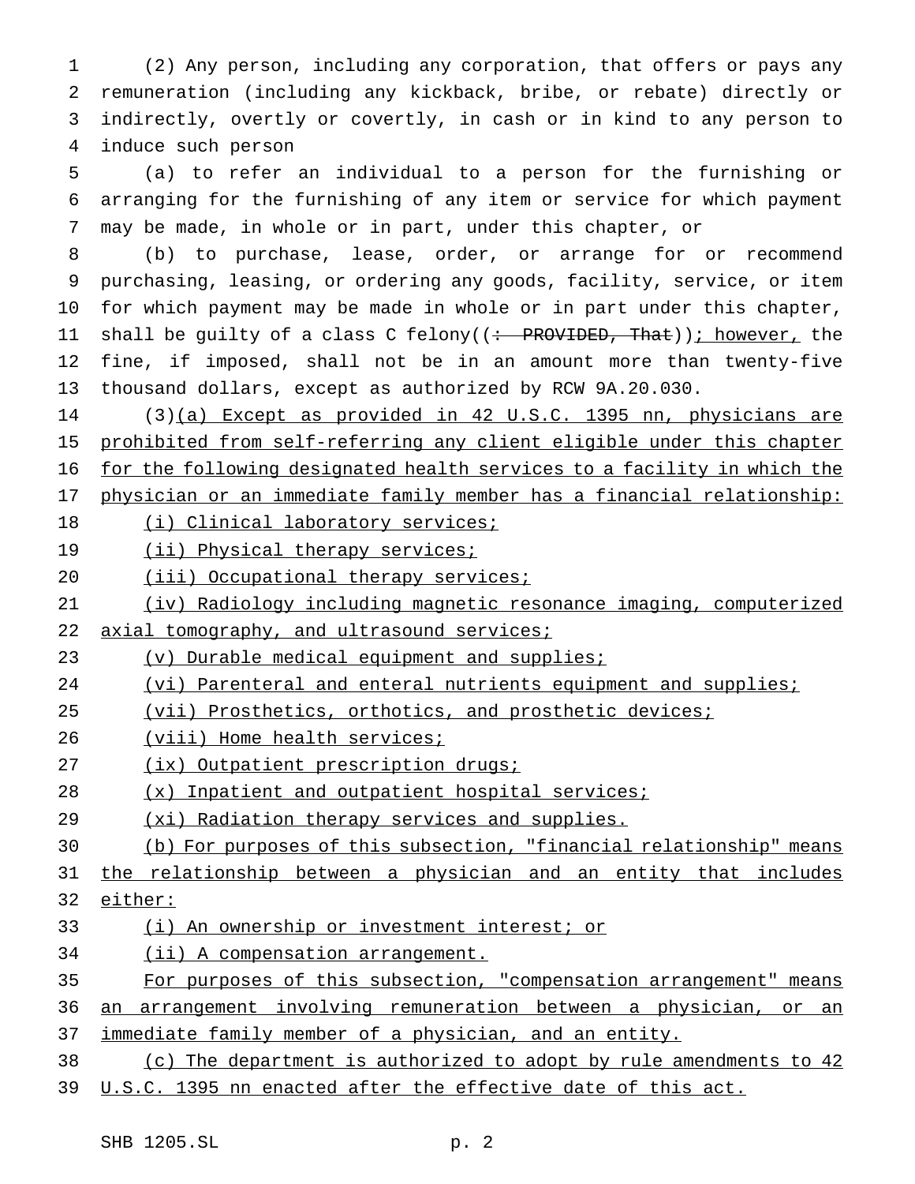(2) Any person, including any corporation, that offers or pays any remuneration (including any kickback, bribe, or rebate) directly or indirectly, overtly or covertly, in cash or in kind to any person to induce such person

(a) to refer an individual to a person for the furnishing or arranging for the furnishing of any item or service for which payment may be made, in whole or in part, under this chapter, or

(b) to purchase, lease, order, or arrange for or recommend purchasing, leasing, or ordering any goods, facility, service, or item for which payment may be made in whole or in part under this chapter, shall be guilty of a class C felony((~~: PROVIDED, That~~))<u>; however,</u> the fine, if imposed, shall not be in an amount more than twenty-five thousand dollars, except as authorized by RCW 9A.20.030.

(3)<u>(a) Except as provided in 42 U.S.C. 1395 nn, physicians are prohibited from self-referring any client eligible under this chapter for the following designated health services to a facility in which the physician or an immediate family member has a financial relationship:</u>

<u>(i) Clinical laboratory services;</u>

<u>(ii) Physical therapy services;</u>

<u>(iii) Occupational therapy services;</u>

<u>(iv) Radiology including magnetic resonance imaging, computerized axial tomography, and ultrasound services;</u>

<u>(v) Durable medical equipment and supplies;</u>

<u>(vi) Parenteral and enteral nutrients equipment and supplies;</u>

<u>(vii) Prosthetics, orthotics, and prosthetic devices;</u>

<u>(viii) Home health services;</u>

<u>(ix) Outpatient prescription drugs;</u>

<u>(x) Inpatient and outpatient hospital services;</u>

<u>(xi) Radiation therapy services and supplies.</u>

<u>(b) For purposes of this subsection, "financial relationship" means the relationship between a physician and an entity that includes either:</u>

<u>(i) An ownership or investment interest; or</u>

<u>(ii) A compensation arrangement.</u>

<u>For purposes of this subsection, "compensation arrangement" means an arrangement involving remuneration between a physician, or an immediate family member of a physician, and an entity.</u>

<u>(c) The department is authorized to adopt by rule amendments to 42 U.S.C. 1395 nn enacted after the effective date of this act.</u>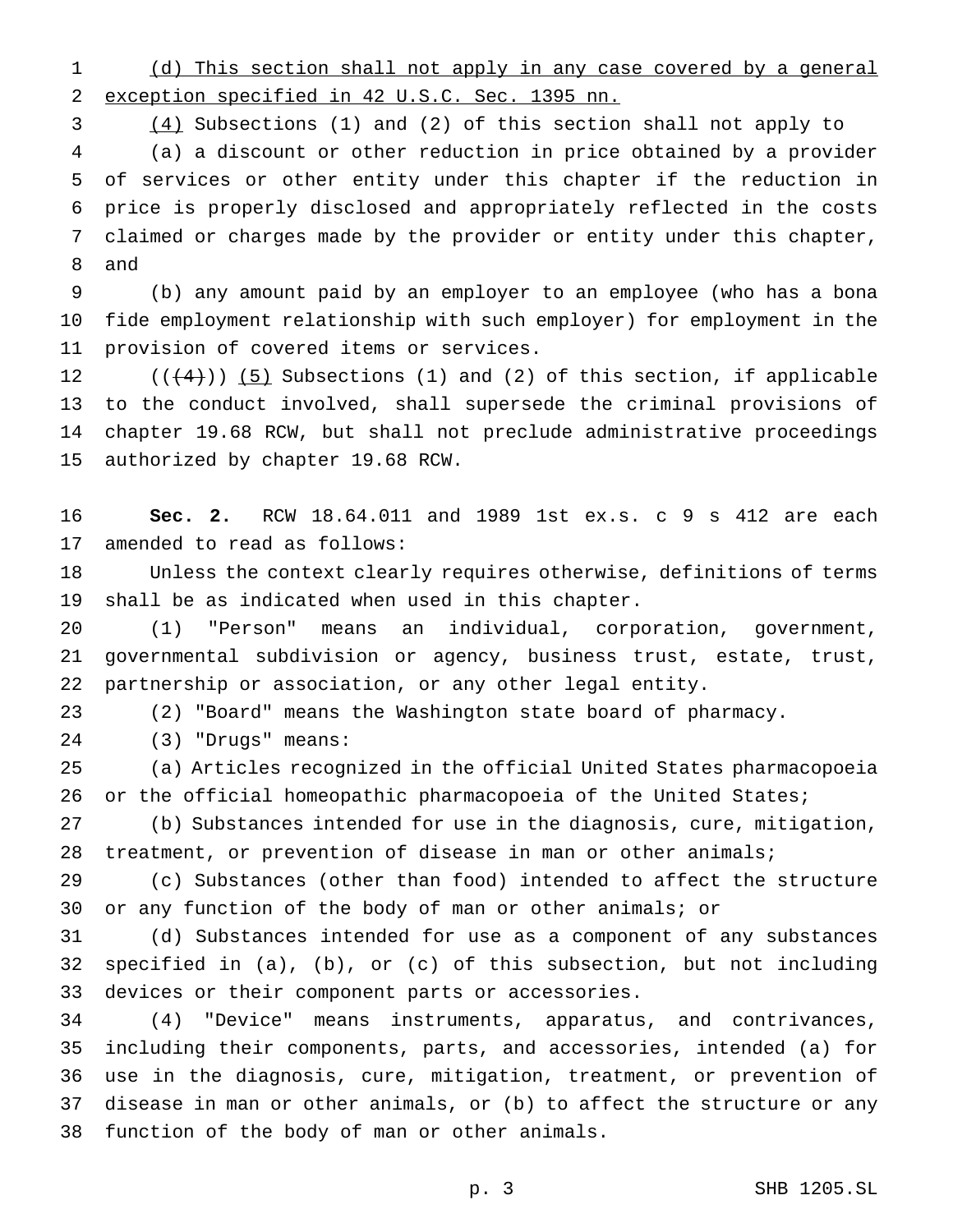(d) This section shall not apply in any case covered by a general exception specified in 42 U.S.C. Sec. 1395 nn.

(4) Subsections (1) and (2) of this section shall not apply to

(a) a discount or other reduction in price obtained by a provider of services or other entity under this chapter if the reduction in price is properly disclosed and appropriately reflected in the costs claimed or charges made by the provider or entity under this chapter, and

(b) any amount paid by an employer to an employee (who has a bona fide employment relationship with such employer) for employment in the provision of covered items or services.

((~~(4)~~)) (5) Subsections (1) and (2) of this section, if applicable to the conduct involved, shall supersede the criminal provisions of chapter 19.68 RCW, but shall not preclude administrative proceedings authorized by chapter 19.68 RCW.

**Sec. 2.** RCW 18.64.011 and 1989 1st ex.s. c 9 s 412 are each amended to read as follows:

Unless the context clearly requires otherwise, definitions of terms shall be as indicated when used in this chapter.

(1) "Person" means an individual, corporation, government, governmental subdivision or agency, business trust, estate, trust, partnership or association, or any other legal entity.

(2) "Board" means the Washington state board of pharmacy.

(3) "Drugs" means:

(a) Articles recognized in the official United States pharmacopoeia or the official homeopathic pharmacopoeia of the United States;

(b) Substances intended for use in the diagnosis, cure, mitigation, treatment, or prevention of disease in man or other animals;

(c) Substances (other than food) intended to affect the structure or any function of the body of man or other animals; or

(d) Substances intended for use as a component of any substances specified in (a), (b), or (c) of this subsection, but not including devices or their component parts or accessories.

(4) "Device" means instruments, apparatus, and contrivances, including their components, parts, and accessories, intended (a) for use in the diagnosis, cure, mitigation, treatment, or prevention of disease in man or other animals, or (b) to affect the structure or any function of the body of man or other animals.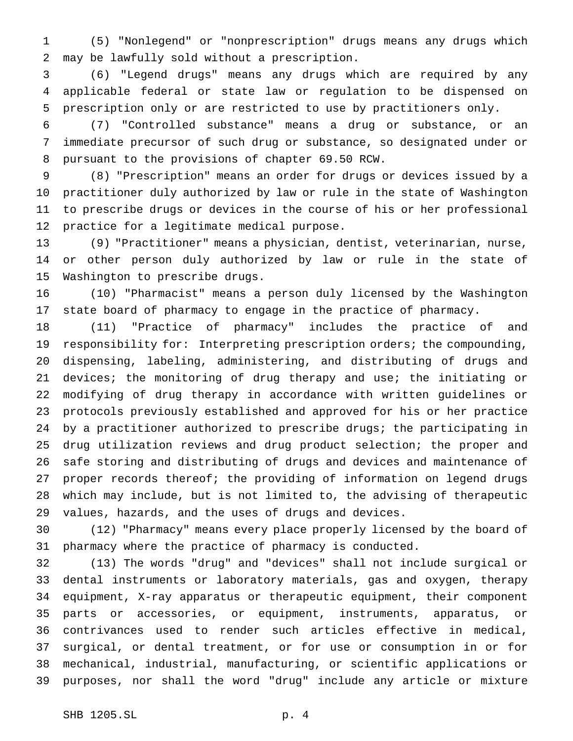(5) "Nonlegend" or "nonprescription" drugs means any drugs which may be lawfully sold without a prescription.

(6) "Legend drugs" means any drugs which are required by any applicable federal or state law or regulation to be dispensed on prescription only or are restricted to use by practitioners only.

(7) "Controlled substance" means a drug or substance, or an immediate precursor of such drug or substance, so designated under or pursuant to the provisions of chapter 69.50 RCW.

(8) "Prescription" means an order for drugs or devices issued by a practitioner duly authorized by law or rule in the state of Washington to prescribe drugs or devices in the course of his or her professional practice for a legitimate medical purpose.

(9) "Practitioner" means a physician, dentist, veterinarian, nurse, or other person duly authorized by law or rule in the state of Washington to prescribe drugs.

(10) "Pharmacist" means a person duly licensed by the Washington state board of pharmacy to engage in the practice of pharmacy.

(11) "Practice of pharmacy" includes the practice of and responsibility for: Interpreting prescription orders; the compounding, dispensing, labeling, administering, and distributing of drugs and devices; the monitoring of drug therapy and use; the initiating or modifying of drug therapy in accordance with written guidelines or protocols previously established and approved for his or her practice by a practitioner authorized to prescribe drugs; the participating in drug utilization reviews and drug product selection; the proper and safe storing and distributing of drugs and devices and maintenance of proper records thereof; the providing of information on legend drugs which may include, but is not limited to, the advising of therapeutic values, hazards, and the uses of drugs and devices.

(12) "Pharmacy" means every place properly licensed by the board of pharmacy where the practice of pharmacy is conducted.

(13) The words "drug" and "devices" shall not include surgical or dental instruments or laboratory materials, gas and oxygen, therapy equipment, X-ray apparatus or therapeutic equipment, their component parts or accessories, or equipment, instruments, apparatus, or contrivances used to render such articles effective in medical, surgical, or dental treatment, or for use or consumption in or for mechanical, industrial, manufacturing, or scientific applications or purposes, nor shall the word "drug" include any article or mixture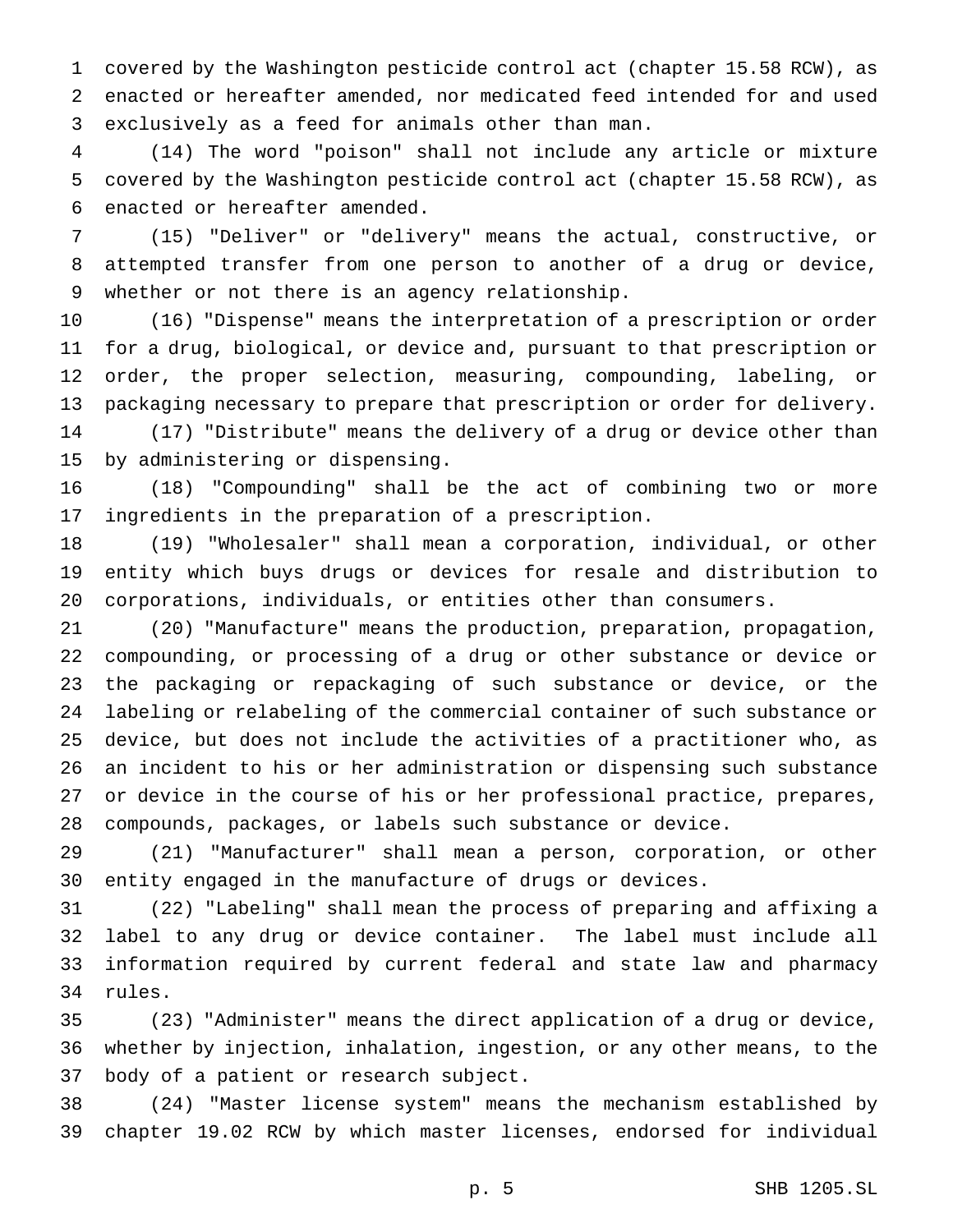covered by the Washington pesticide control act (chapter 15.58 RCW), as enacted or hereafter amended, nor medicated feed intended for and used exclusively as a feed for animals other than man.

(14) The word "poison" shall not include any article or mixture covered by the Washington pesticide control act (chapter 15.58 RCW), as enacted or hereafter amended.

(15) "Deliver" or "delivery" means the actual, constructive, or attempted transfer from one person to another of a drug or device, whether or not there is an agency relationship.

(16) "Dispense" means the interpretation of a prescription or order for a drug, biological, or device and, pursuant to that prescription or order, the proper selection, measuring, compounding, labeling, or packaging necessary to prepare that prescription or order for delivery.

(17) "Distribute" means the delivery of a drug or device other than by administering or dispensing.

(18) "Compounding" shall be the act of combining two or more ingredients in the preparation of a prescription.

(19) "Wholesaler" shall mean a corporation, individual, or other entity which buys drugs or devices for resale and distribution to corporations, individuals, or entities other than consumers.

(20) "Manufacture" means the production, preparation, propagation, compounding, or processing of a drug or other substance or device or the packaging or repackaging of such substance or device, or the labeling or relabeling of the commercial container of such substance or device, but does not include the activities of a practitioner who, as an incident to his or her administration or dispensing such substance or device in the course of his or her professional practice, prepares, compounds, packages, or labels such substance or device.

(21) "Manufacturer" shall mean a person, corporation, or other entity engaged in the manufacture of drugs or devices.

(22) "Labeling" shall mean the process of preparing and affixing a label to any drug or device container. The label must include all information required by current federal and state law and pharmacy rules.

(23) "Administer" means the direct application of a drug or device, whether by injection, inhalation, ingestion, or any other means, to the body of a patient or research subject.

(24) "Master license system" means the mechanism established by chapter 19.02 RCW by which master licenses, endorsed for individual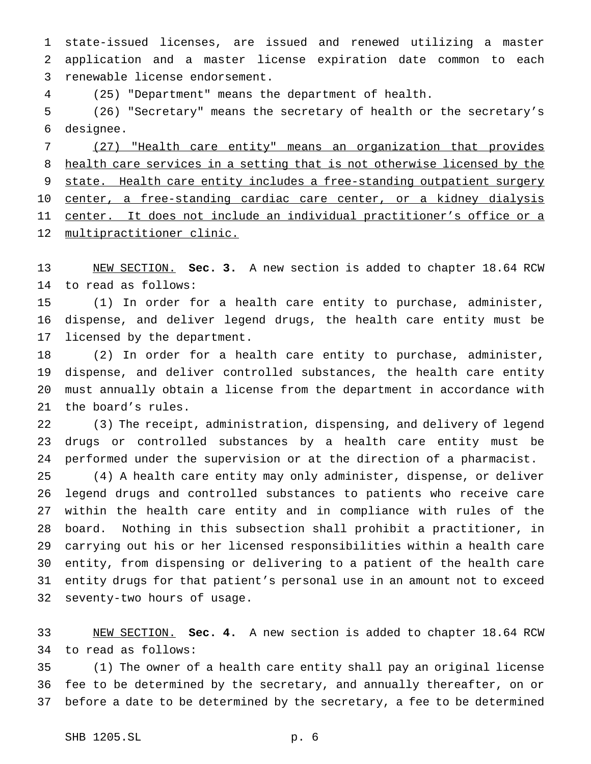state-issued licenses, are issued and renewed utilizing a master application and a master license expiration date common to each renewable license endorsement.

(25) "Department" means the department of health.

(26) "Secretary" means the secretary of health or the secretary's designee.

<u>(27) "Health care entity" means an organization that provides health care services in a setting that is not otherwise licensed by the state. Health care entity includes a free-standing outpatient surgery center, a free-standing cardiac care center, or a kidney dialysis center. It does not include an individual practitioner's office or a multipractitioner clinic.</u>

<u>NEW SECTION.</u> **Sec. 3.** A new section is added to chapter 18.64 RCW to read as follows:

(1) In order for a health care entity to purchase, administer, dispense, and deliver legend drugs, the health care entity must be licensed by the department.

(2) In order for a health care entity to purchase, administer, dispense, and deliver controlled substances, the health care entity must annually obtain a license from the department in accordance with the board's rules.

(3) The receipt, administration, dispensing, and delivery of legend drugs or controlled substances by a health care entity must be performed under the supervision or at the direction of a pharmacist.

(4) A health care entity may only administer, dispense, or deliver legend drugs and controlled substances to patients who receive care within the health care entity and in compliance with rules of the board. Nothing in this subsection shall prohibit a practitioner, in carrying out his or her licensed responsibilities within a health care entity, from dispensing or delivering to a patient of the health care entity drugs for that patient's personal use in an amount not to exceed seventy-two hours of usage.

<u>NEW SECTION.</u> **Sec. 4.** A new section is added to chapter 18.64 RCW to read as follows:

(1) The owner of a health care entity shall pay an original license fee to be determined by the secretary, and annually thereafter, on or before a date to be determined by the secretary, a fee to be determined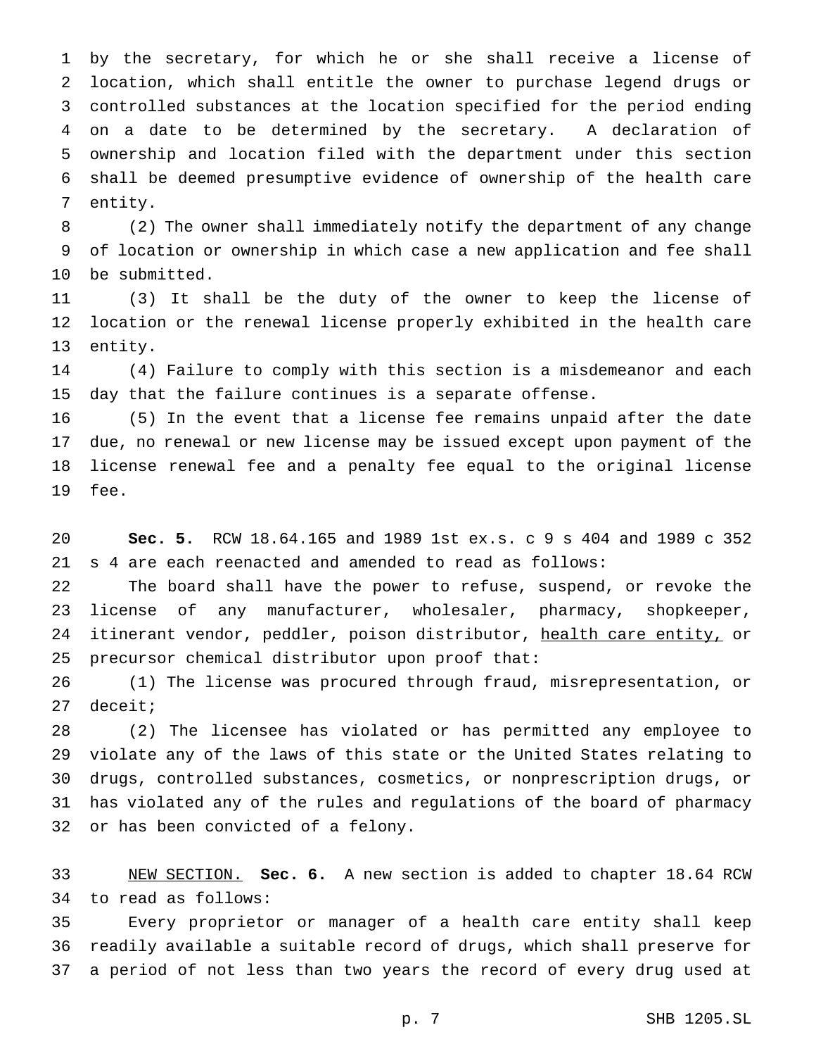by the secretary, for which he or she shall receive a license of location, which shall entitle the owner to purchase legend drugs or controlled substances at the location specified for the period ending on a date to be determined by the secretary. A declaration of ownership and location filed with the department under this section shall be deemed presumptive evidence of ownership of the health care entity.

(2) The owner shall immediately notify the department of any change of location or ownership in which case a new application and fee shall be submitted.

(3) It shall be the duty of the owner to keep the license of location or the renewal license properly exhibited in the health care entity.

(4) Failure to comply with this section is a misdemeanor and each day that the failure continues is a separate offense.

(5) In the event that a license fee remains unpaid after the date due, no renewal or new license may be issued except upon payment of the license renewal fee and a penalty fee equal to the original license fee.

**Sec. 5.** RCW 18.64.165 and 1989 1st ex.s. c 9 s 404 and 1989 c 352 s 4 are each reenacted and amended to read as follows:

The board shall have the power to refuse, suspend, or revoke the license of any manufacturer, wholesaler, pharmacy, shopkeeper, itinerant vendor, peddler, poison distributor, <u>health care entity,</u> or precursor chemical distributor upon proof that:

(1) The license was procured through fraud, misrepresentation, or deceit;

(2) The licensee has violated or has permitted any employee to violate any of the laws of this state or the United States relating to drugs, controlled substances, cosmetics, or nonprescription drugs, or has violated any of the rules and regulations of the board of pharmacy or has been convicted of a felony.

<u>NEW SECTION.</u> **Sec. 6.** A new section is added to chapter 18.64 RCW to read as follows:

Every proprietor or manager of a health care entity shall keep readily available a suitable record of drugs, which shall preserve for a period of not less than two years the record of every drug used at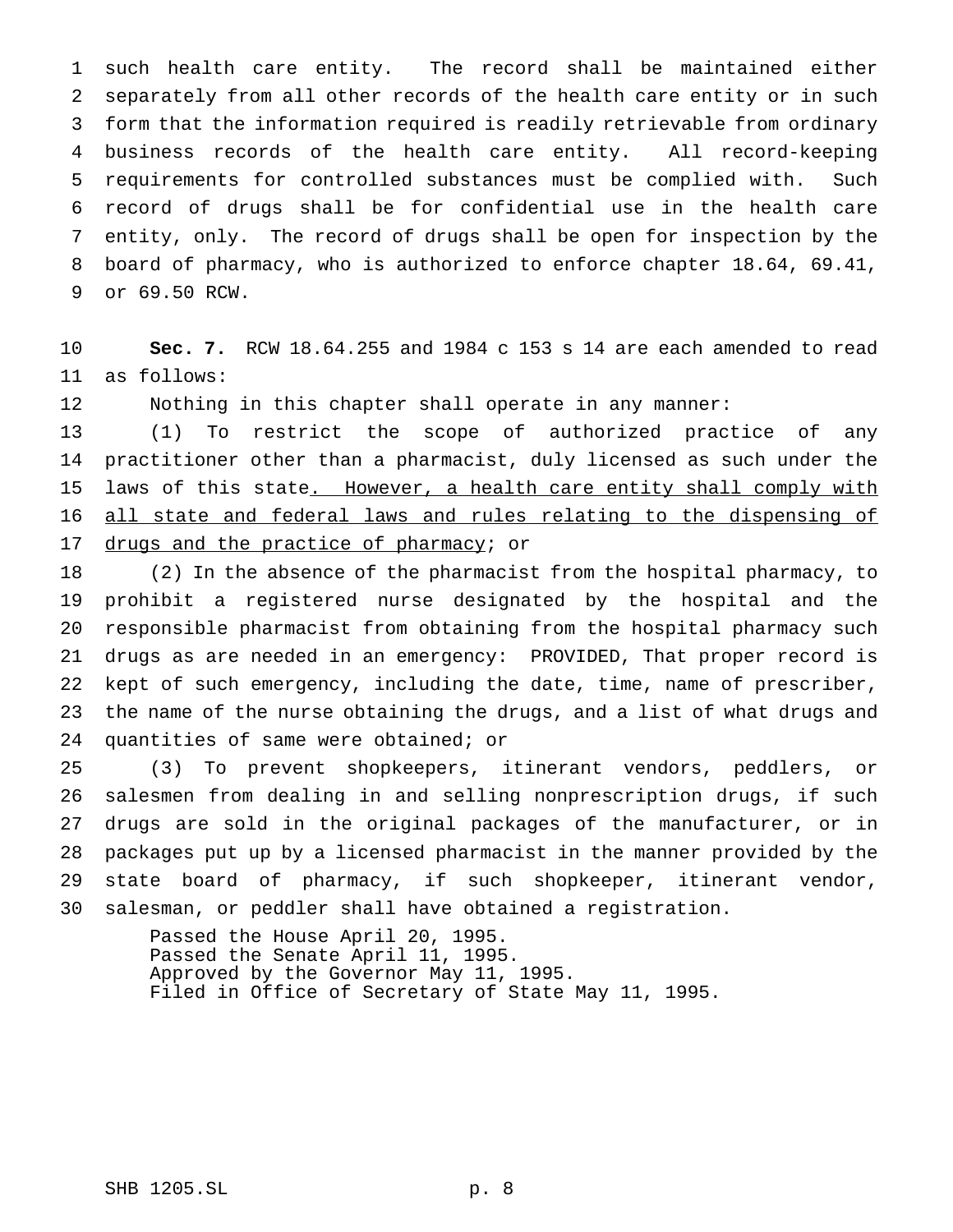such health care entity. The record shall be maintained either separately from all other records of the health care entity or in such form that the information required is readily retrievable from ordinary business records of the health care entity. All record-keeping requirements for controlled substances must be complied with. Such record of drugs shall be for confidential use in the health care entity, only. The record of drugs shall be open for inspection by the board of pharmacy, who is authorized to enforce chapter 18.64, 69.41, or 69.50 RCW.

**Sec. 7.** RCW 18.64.255 and 1984 c 153 s 14 are each amended to read as follows:

Nothing in this chapter shall operate in any manner:

(1) To restrict the scope of authorized practice of any practitioner other than a pharmacist, duly licensed as such under the laws of this state<u>. However, a health care entity shall comply with all state and federal laws and rules relating to the dispensing of drugs and the practice of pharmacy</u>; or

(2) In the absence of the pharmacist from the hospital pharmacy, to prohibit a registered nurse designated by the hospital and the responsible pharmacist from obtaining from the hospital pharmacy such drugs as are needed in an emergency: PROVIDED, That proper record is kept of such emergency, including the date, time, name of prescriber, the name of the nurse obtaining the drugs, and a list of what drugs and quantities of same were obtained; or

(3) To prevent shopkeepers, itinerant vendors, peddlers, or salesmen from dealing in and selling nonprescription drugs, if such drugs are sold in the original packages of the manufacturer, or in packages put up by a licensed pharmacist in the manner provided by the state board of pharmacy, if such shopkeeper, itinerant vendor, salesman, or peddler shall have obtained a registration.

Passed the House April 20, 1995.
Passed the Senate April 11, 1995.
Approved by the Governor May 11, 1995.
Filed in Office of Secretary of State May 11, 1995.